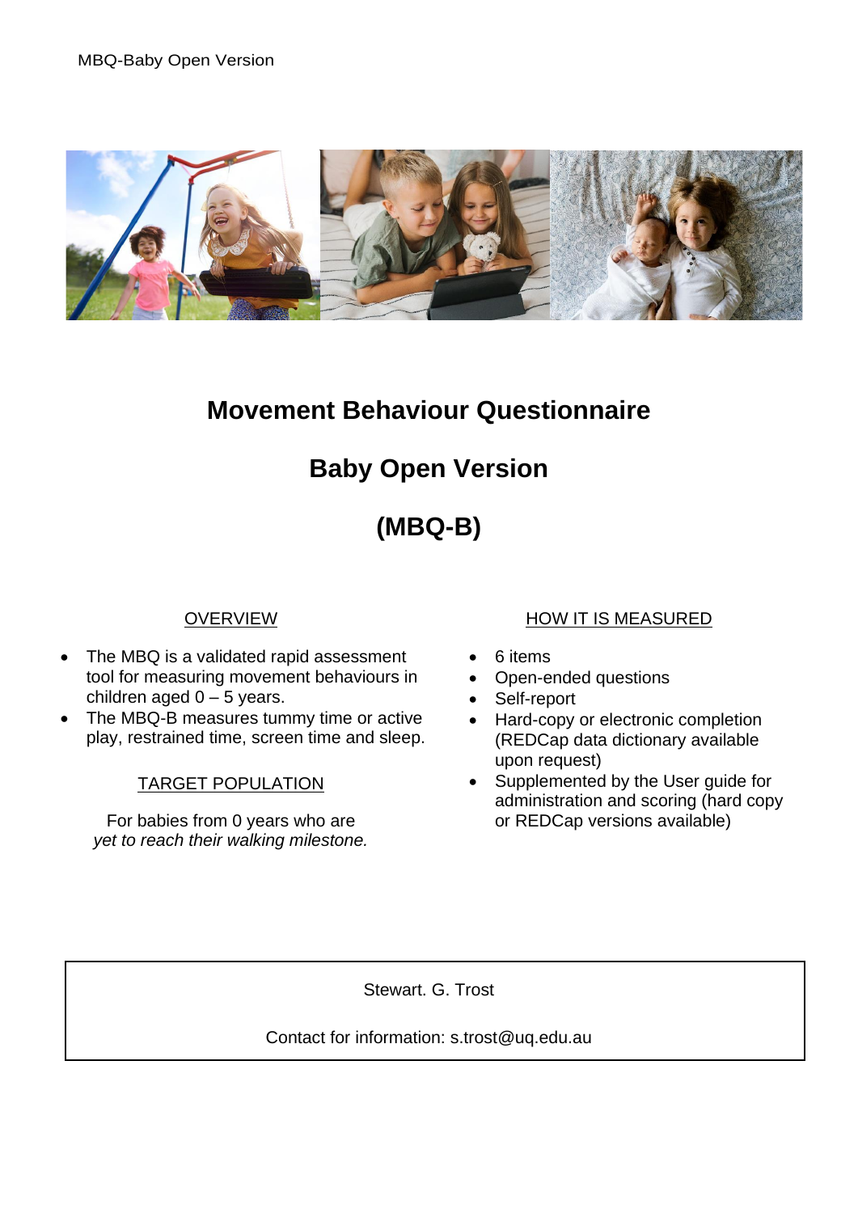# Movement Behaviour Questionnaire

# Baby Open Version

# (MBQ-B)

## OVERVIEW

- The MBQ is a validated rapid assessment tool for measuring movement behaviours in children aged 0 – 5 years.
- The MBQ-B measures tummy time or active play, restrained time, screen time and sleep.

## TARGET POPULATION

For babies from 0 years who are *yet to reach their walking milestone.*

## HOW IT IS MEASURED

- 6 items
- Open-ended questions
- Self-report
- Hard-copy or electronic completion (REDCap data dictionary available upon request)
- Supplemented by the User guide for administration and scoring (hard copy or REDCap versions available)

Stewart. G. Trost

Contact for information: s.trost@uq.edu.au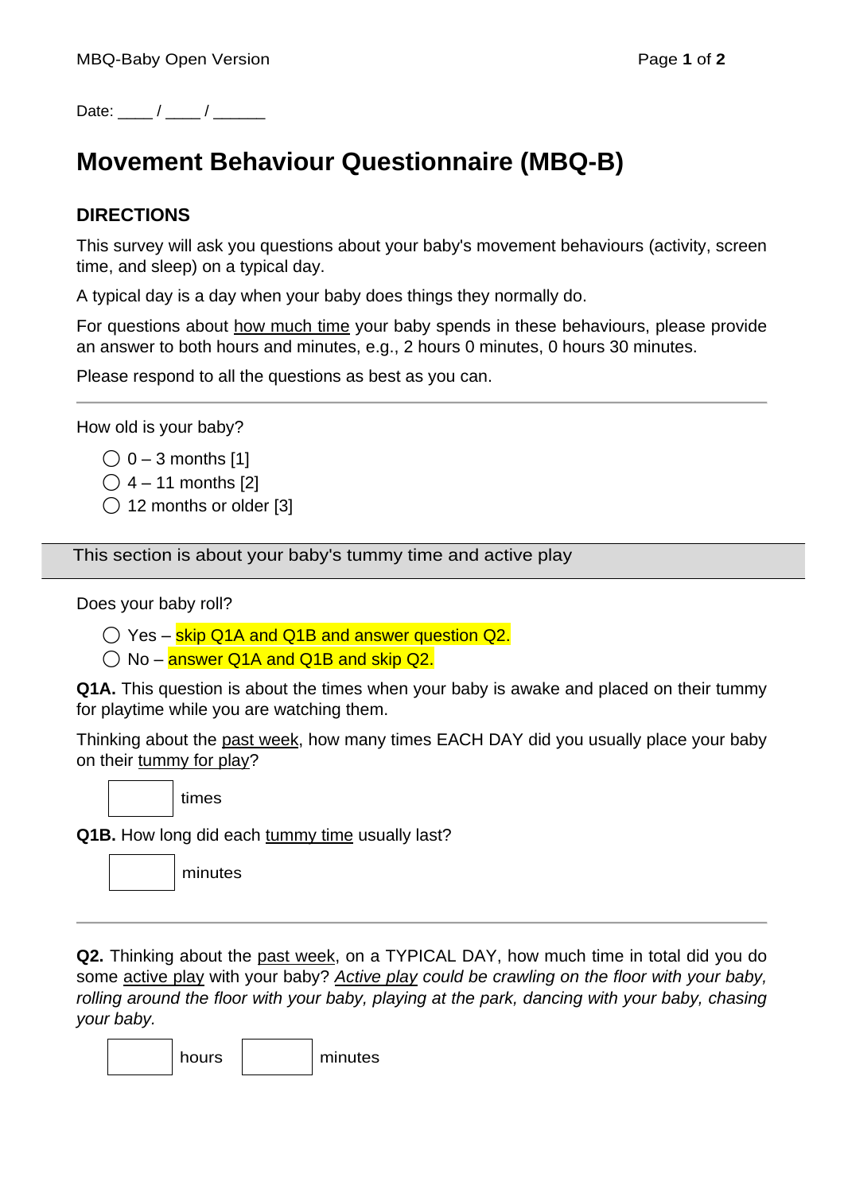Date: ____ / ____ / ______

# Movement Behaviour Questionnaire (MBQ-B)

## DIRECTIONS

This survey will ask you questions about your baby's movement behaviours (activity, screen time, and sleep) on a typical day.

A typical day is a day when your baby does things they normally do.

For questions about how much time your baby spends in these behaviours, please provide an answer to both hours and minutes, e.g., 2 hours 0 minutes, 0 hours 30 minutes.

Please respond to all the questions as best as you can.

---

How old is your baby?

- ◯ 0 – 3 months [1]
- ◯ 4 – 11 months [2]
- ◯ 12 months or older [3]

### This section is about your baby's tummy time and active play

Does your baby roll?

- ◯ Yes – skip Q1A and Q1B and answer question Q2.
- ◯ No – answer Q1A and Q1B and skip Q2.

**Q1A.** This question is about the times when your baby is awake and placed on their tummy for playtime while you are watching them.

Thinking about the past week, how many times EACH DAY did you usually place your baby on their tummy for play?

[ ] times

**Q1B.** How long did each tummy time usually last?

[ ] minutes

---

**Q2.** Thinking about the past week, on a TYPICAL DAY, how much time in total did you do some active play with your baby? *Active play could be crawling on the floor with your baby, rolling around the floor with your baby, playing at the park, dancing with your baby, chasing your baby.*

[ ] hours [ ] minutes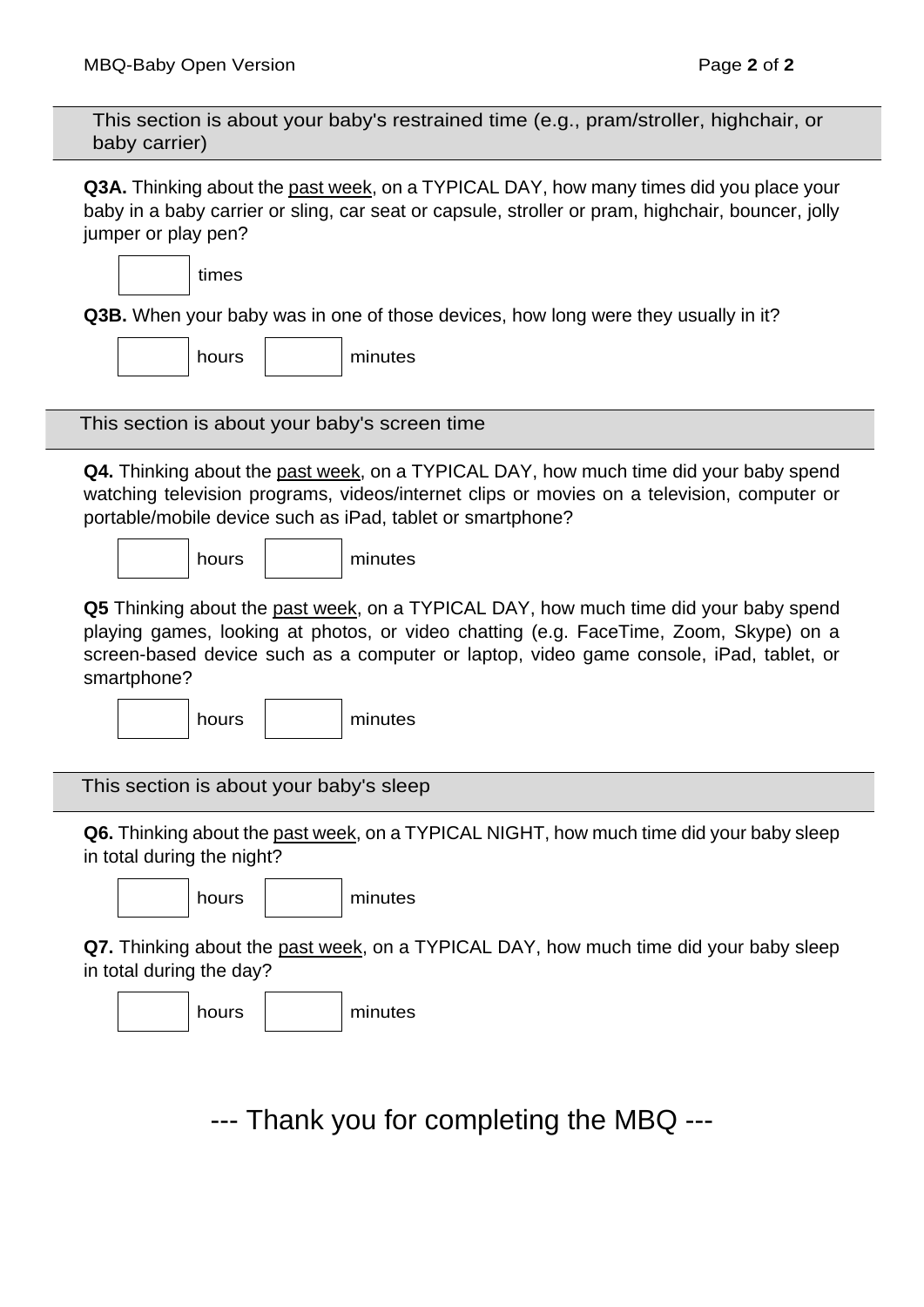This section is about your baby's restrained time (e.g., pram/stroller, highchair, or baby carrier)

**Q3A.** Thinking about the past week, on a TYPICAL DAY, how many times did you place your baby in a baby carrier or sling, car seat or capsule, stroller or pram, highchair, bouncer, jolly jumper or play pen?

[ ] times

**Q3B.** When your baby was in one of those devices, how long were they usually in it?

[ ] hours [ ] minutes

This section is about your baby's screen time

**Q4.** Thinking about the past week, on a TYPICAL DAY, how much time did your baby spend watching television programs, videos/internet clips or movies on a television, computer or portable/mobile device such as iPad, tablet or smartphone?

[ ] hours [ ] minutes

**Q5** Thinking about the past week, on a TYPICAL DAY, how much time did your baby spend playing games, looking at photos, or video chatting (e.g. FaceTime, Zoom, Skype) on a screen-based device such as a computer or laptop, video game console, iPad, tablet, or smartphone?

[ ] hours [ ] minutes

This section is about your baby's sleep

**Q6.** Thinking about the past week, on a TYPICAL NIGHT, how much time did your baby sleep in total during the night?

[ ] hours [ ] minutes

**Q7.** Thinking about the past week, on a TYPICAL DAY, how much time did your baby sleep in total during the day?

[ ] hours [ ] minutes

## --- Thank you for completing the MBQ ---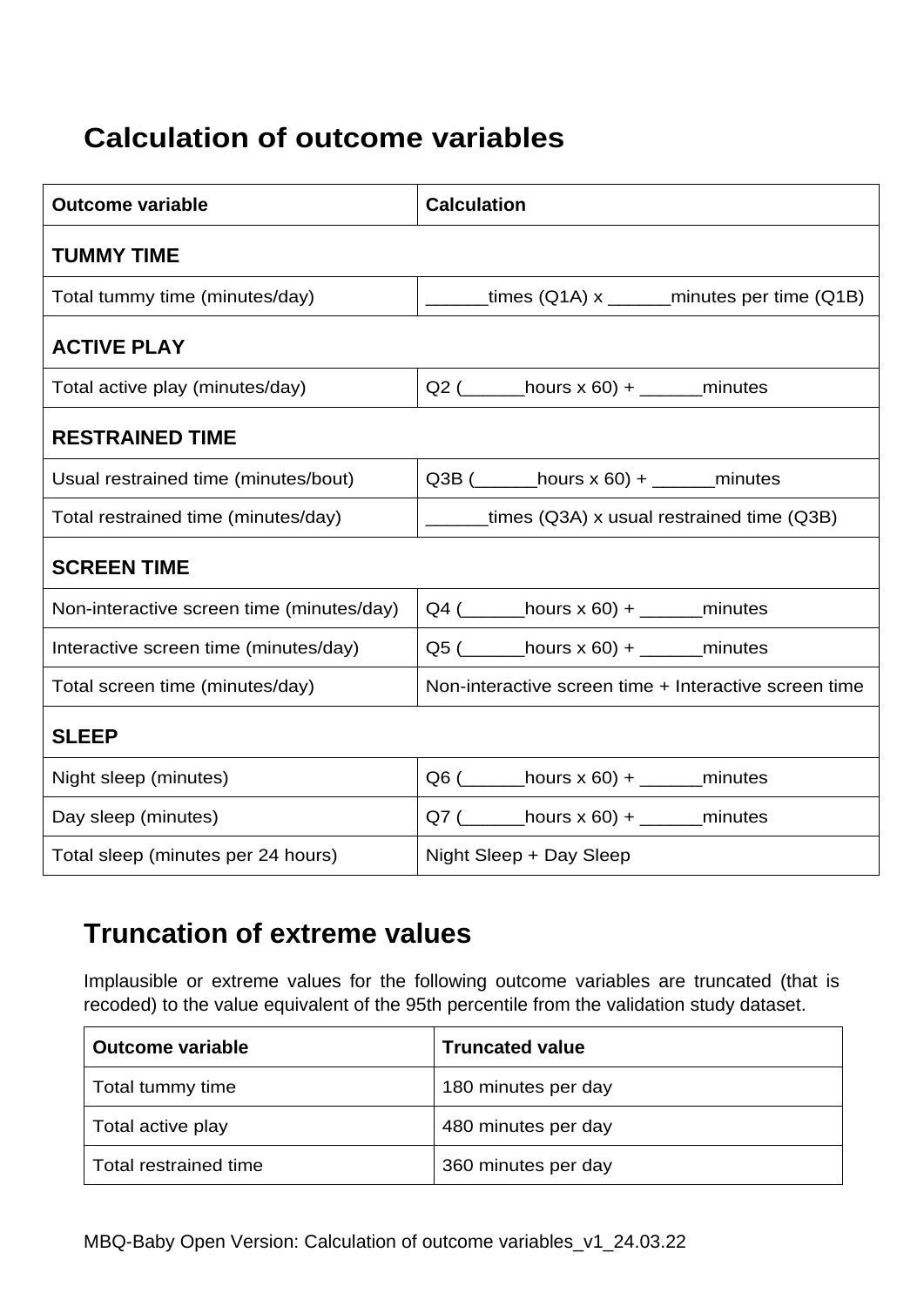## Calculation of outcome variables

| Outcome variable | Calculation |
| --- | --- |
| **TUMMY TIME** | |
| Total tummy time (minutes/day) | ______times (Q1A) x ______minutes per time (Q1B) |
| **ACTIVE PLAY** | |
| Total active play (minutes/day) | Q2 (______hours x 60) + ______minutes |
| **RESTRAINED TIME** | |
| Usual restrained time (minutes/bout) | Q3B (______hours x 60) + ______minutes |
| Total restrained time (minutes/day) | ______times (Q3A) x usual restrained time (Q3B) |
| **SCREEN TIME** | |
| Non-interactive screen time (minutes/day) | Q4 (______hours x 60) + ______minutes |
| Interactive screen time (minutes/day) | Q5 (______hours x 60) + ______minutes |
| Total screen time (minutes/day) | Non-interactive screen time + Interactive screen time |
| **SLEEP** | |
| Night sleep (minutes) | Q6 (______hours x 60) + ______minutes |
| Day sleep (minutes) | Q7 (______hours x 60) + ______minutes |
| Total sleep (minutes per 24 hours) | Night Sleep + Day Sleep |

## Truncation of extreme values

Implausible or extreme values for the following outcome variables are truncated (that is recoded) to the value equivalent of the 95th percentile from the validation study dataset.

| Outcome variable | Truncated value |
| --- | --- |
| Total tummy time | 180 minutes per day |
| Total active play | 480 minutes per day |
| Total restrained time | 360 minutes per day |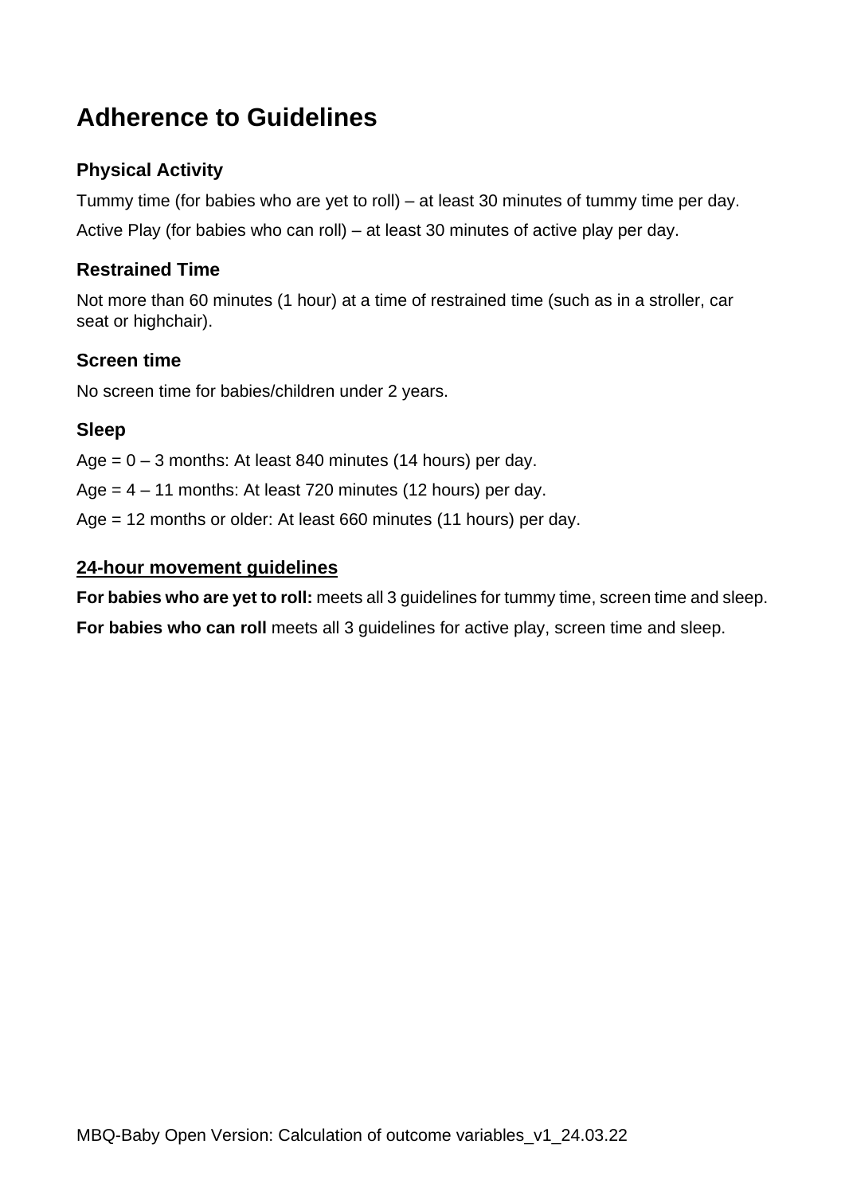# Adherence to Guidelines

### Physical Activity

Tummy time (for babies who are yet to roll) – at least 30 minutes of tummy time per day.

Active Play (for babies who can roll) – at least 30 minutes of active play per day.

### Restrained Time

Not more than 60 minutes (1 hour) at a time of restrained time (such as in a stroller, car seat or highchair).

### Screen time

No screen time for babies/children under 2 years.

### Sleep

Age = 0 – 3 months: At least 840 minutes (14 hours) per day.

Age = 4 – 11 months: At least 720 minutes (12 hours) per day.

Age = 12 months or older: At least 660 minutes (11 hours) per day.

### 24-hour movement guidelines

**For babies who are yet to roll:** meets all 3 guidelines for tummy time, screen time and sleep.

**For babies who can roll** meets all 3 guidelines for active play, screen time and sleep.

MBQ-Baby Open Version: Calculation of outcome variables_v1_24.03.22